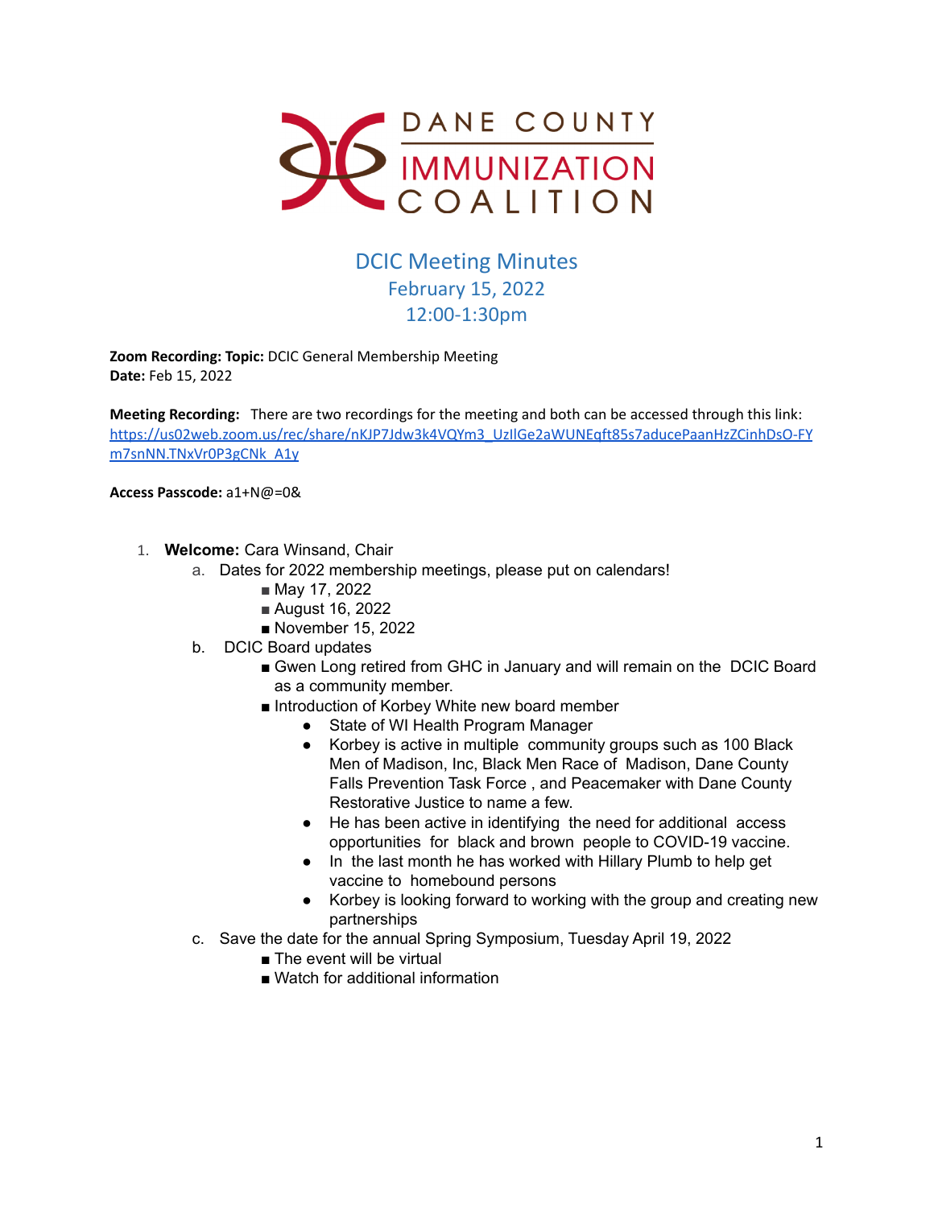DANE COUNTY IMMUNIZATION COALITION

# DCIC Meeting Minutes
## February 15, 2022
## 12:00-1:30pm

**Zoom Recording: Topic:** DCIC General Membership Meeting
**Date:** Feb 15, 2022

**Meeting Recording:** There are two recordings for the meeting and both can be accessed through this link: https://us02web.zoom.us/rec/share/nKJP7Jdw3k4VQYm3_UzIlGe2aWUNEqft85s7aducePaanHzZCinhDsO-FYm7snNN.TNxVr0P3gCNk_A1y

**Access Passcode:** a1+N@=0&

1. **Welcome:** Cara Winsand, Chair
   a. Dates for 2022 membership meetings, please put on calendars!
      - May 17, 2022
      - August 16, 2022
      - November 15, 2022
   b. DCIC Board updates
      - Gwen Long retired from GHC in January and will remain on the DCIC Board as a community member.
      - Introduction of Korbey White new board member
         - State of WI Health Program Manager
         - Korbey is active in multiple community groups such as 100 Black Men of Madison, Inc, Black Men Race of Madison, Dane County Falls Prevention Task Force , and Peacemaker with Dane County Restorative Justice to name a few.
         - He has been active in identifying the need for additional access opportunities for black and brown people to COVID-19 vaccine.
         - In the last month he has worked with Hillary Plumb to help get vaccine to homebound persons
         - Korbey is looking forward to working with the group and creating new partnerships
   c. Save the date for the annual Spring Symposium, Tuesday April 19, 2022
      - The event will be virtual
      - Watch for additional information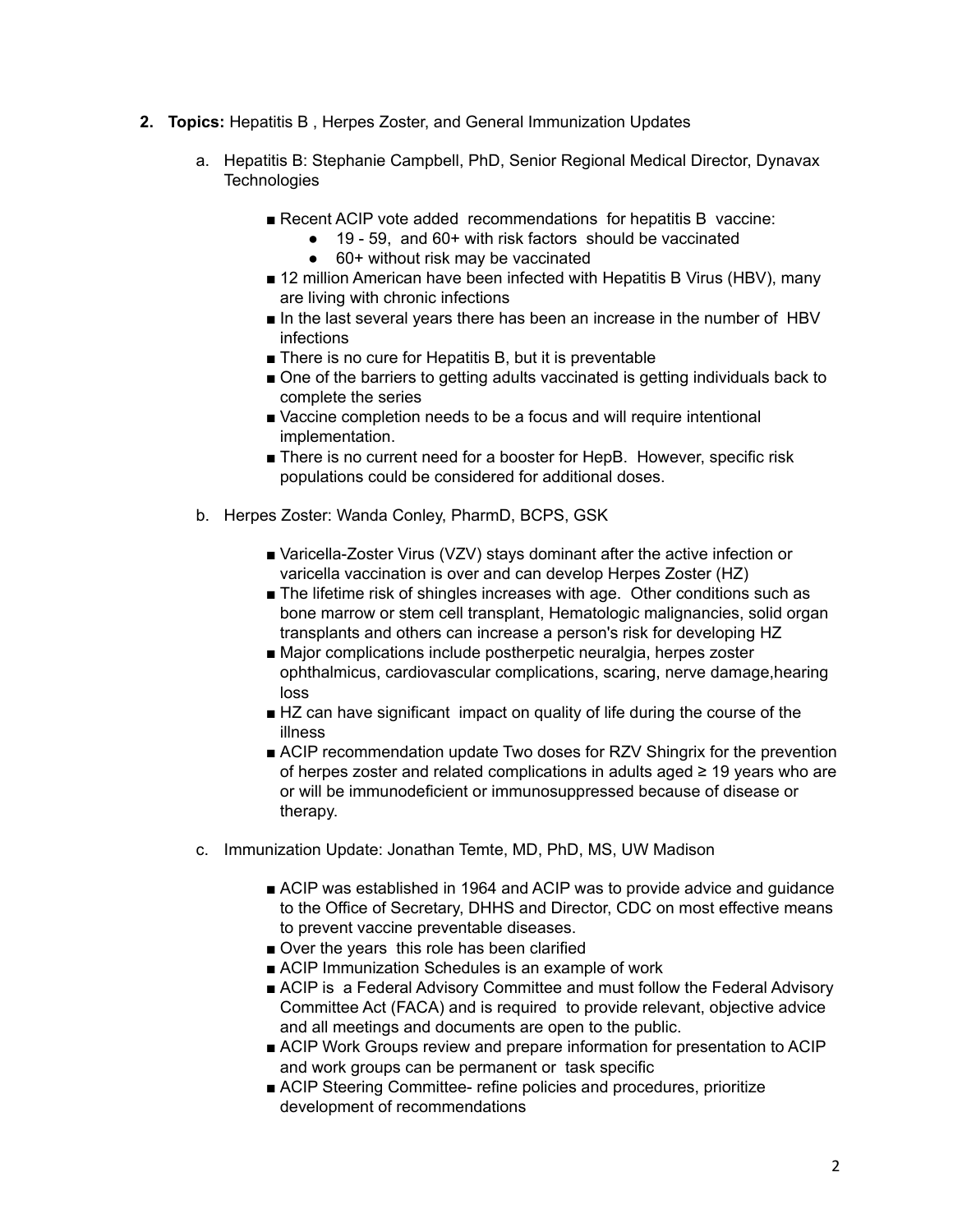2. **Topics:** Hepatitis B , Herpes Zoster, and General Immunization Updates

   a. Hepatitis B: Stephanie Campbell, PhD, Senior Regional Medical Director, Dynavax Technologies

      - Recent ACIP vote added recommendations for hepatitis B vaccine:
        - 19 - 59, and 60+ with risk factors should be vaccinated
        - 60+ without risk may be vaccinated
      - 12 million American have been infected with Hepatitis B Virus (HBV), many are living with chronic infections
      - In the last several years there has been an increase in the number of HBV infections
      - There is no cure for Hepatitis B, but it is preventable
      - One of the barriers to getting adults vaccinated is getting individuals back to complete the series
      - Vaccine completion needs to be a focus and will require intentional implementation.
      - There is no current need for a booster for HepB. However, specific risk populations could be considered for additional doses.

   b. Herpes Zoster: Wanda Conley, PharmD, BCPS, GSK

      - Varicella-Zoster Virus (VZV) stays dominant after the active infection or varicella vaccination is over and can develop Herpes Zoster (HZ)
      - The lifetime risk of shingles increases with age. Other conditions such as bone marrow or stem cell transplant, Hematologic malignancies, solid organ transplants and others can increase a person's risk for developing HZ
      - Major complications include postherpetic neuralgia, herpes zoster ophthalmicus, cardiovascular complications, scaring, nerve damage,hearing loss
      - HZ can have significant impact on quality of life during the course of the illness
      - ACIP recommendation update Two doses for RZV Shingrix for the prevention of herpes zoster and related complications in adults aged ≥ 19 years who are or will be immunodeficient or immunosuppressed because of disease or therapy.

   c. Immunization Update: Jonathan Temte, MD, PhD, MS, UW Madison

      - ACIP was established in 1964 and ACIP was to provide advice and guidance to the Office of Secretary, DHHS and Director, CDC on most effective means to prevent vaccine preventable diseases.
      - Over the years this role has been clarified
      - ACIP Immunization Schedules is an example of work
      - ACIP is a Federal Advisory Committee and must follow the Federal Advisory Committee Act (FACA) and is required to provide relevant, objective advice and all meetings and documents are open to the public.
      - ACIP Work Groups review and prepare information for presentation to ACIP and work groups can be permanent or task specific
      - ACIP Steering Committee- refine policies and procedures, prioritize development of recommendations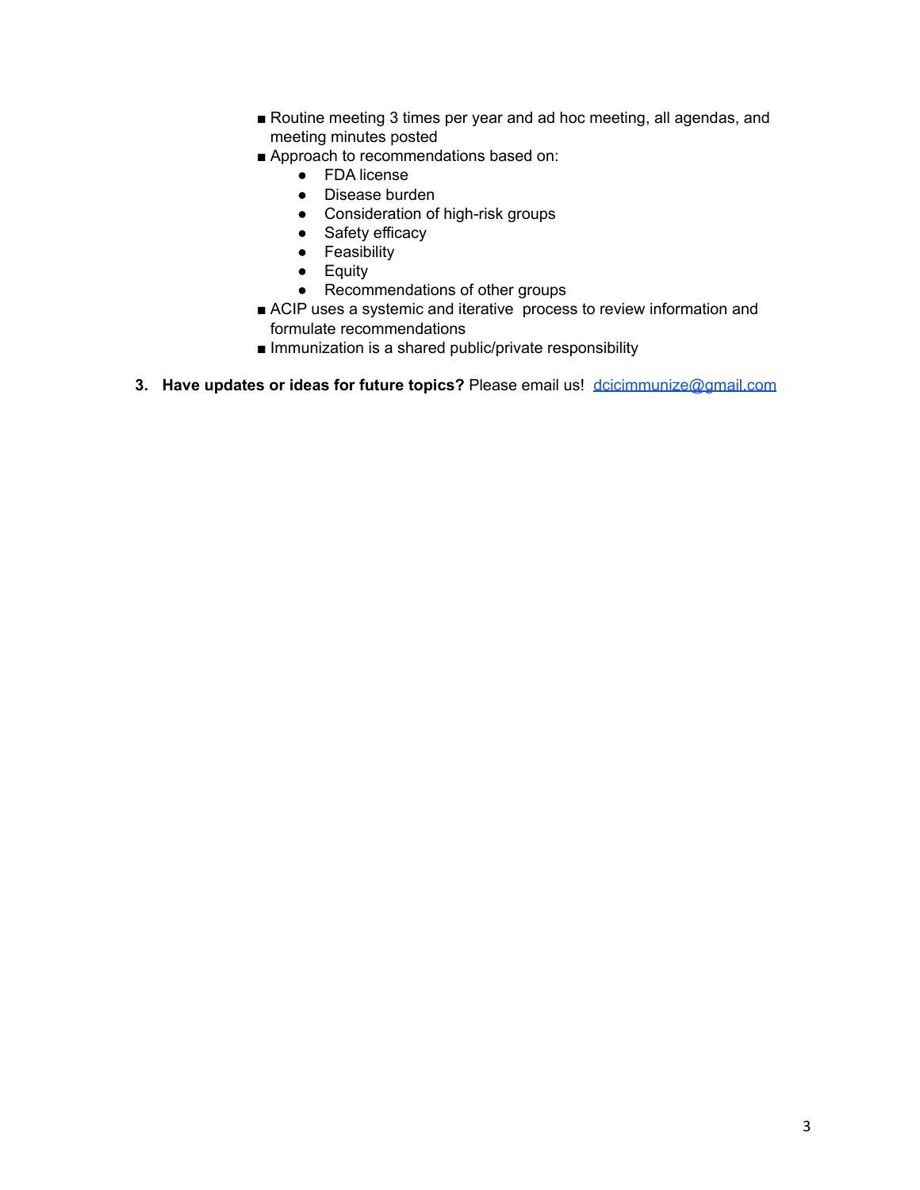- Routine meeting 3 times per year and ad hoc meeting, all agendas, and meeting minutes posted
- Approach to recommendations based on:
  - FDA license
  - Disease burden
  - Consideration of high-risk groups
  - Safety efficacy
  - Feasibility
  - Equity
  - Recommendations of other groups
- ACIP uses a systemic and iterative process to review information and formulate recommendations
- Immunization is a shared public/private responsibility

3. **Have updates or ideas for future topics?** Please email us! [dcicimmunize@gmail.com](mailto:dcicimmunize@gmail.com)